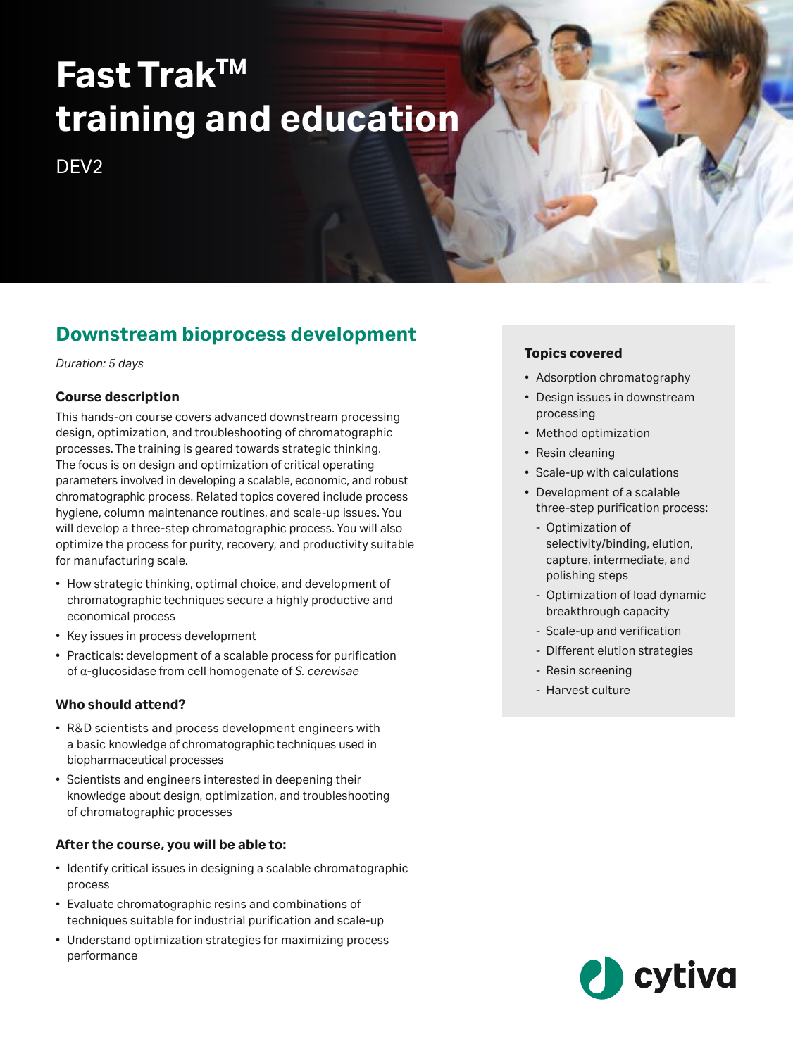# Fast Trak™ training and education

DEV2

## Downstream bioprocess development

*Duration: 5 days*

### Course description

This hands-on course covers advanced downstream processing design, optimization, and troubleshooting of chromatographic processes. The training is geared towards strategic thinking. The focus is on design and optimization of critical operating parameters involved in developing a scalable, economic, and robust chromatographic process. Related topics covered include process hygiene, column maintenance routines, and scale-up issues. You will develop a three-step chromatographic process. You will also optimize the process for purity, recovery, and productivity suitable for manufacturing scale.

- How strategic thinking, optimal choice, and development of chromatographic techniques secure a highly productive and economical process
- Key issues in process development
- Practicals: development of a scalable process for purification of α-glucosidase from cell homogenate of *S. cerevisae*

### Who should attend?

- R&D scientists and process development engineers with a basic knowledge of chromatographic techniques used in biopharmaceutical processes
- Scientists and engineers interested in deepening their knowledge about design, optimization, and troubleshooting of chromatographic processes

### After the course, you will be able to:

- Identify critical issues in designing a scalable chromatographic process
- Evaluate chromatographic resins and combinations of techniques suitable for industrial purification and scale-up
- Understand optimization strategies for maximizing process performance

### Topics covered

- Adsorption chromatography
- Design issues in downstream processing
- Method optimization
- Resin cleaning
- Scale-up with calculations
- Development of a scalable three-step purification process:
  - Optimization of selectivity/binding, elution, capture, intermediate, and polishing steps
  - Optimization of load dynamic breakthrough capacity
  - Scale-up and verification
  - Different elution strategies
  - Resin screening
  - Harvest culture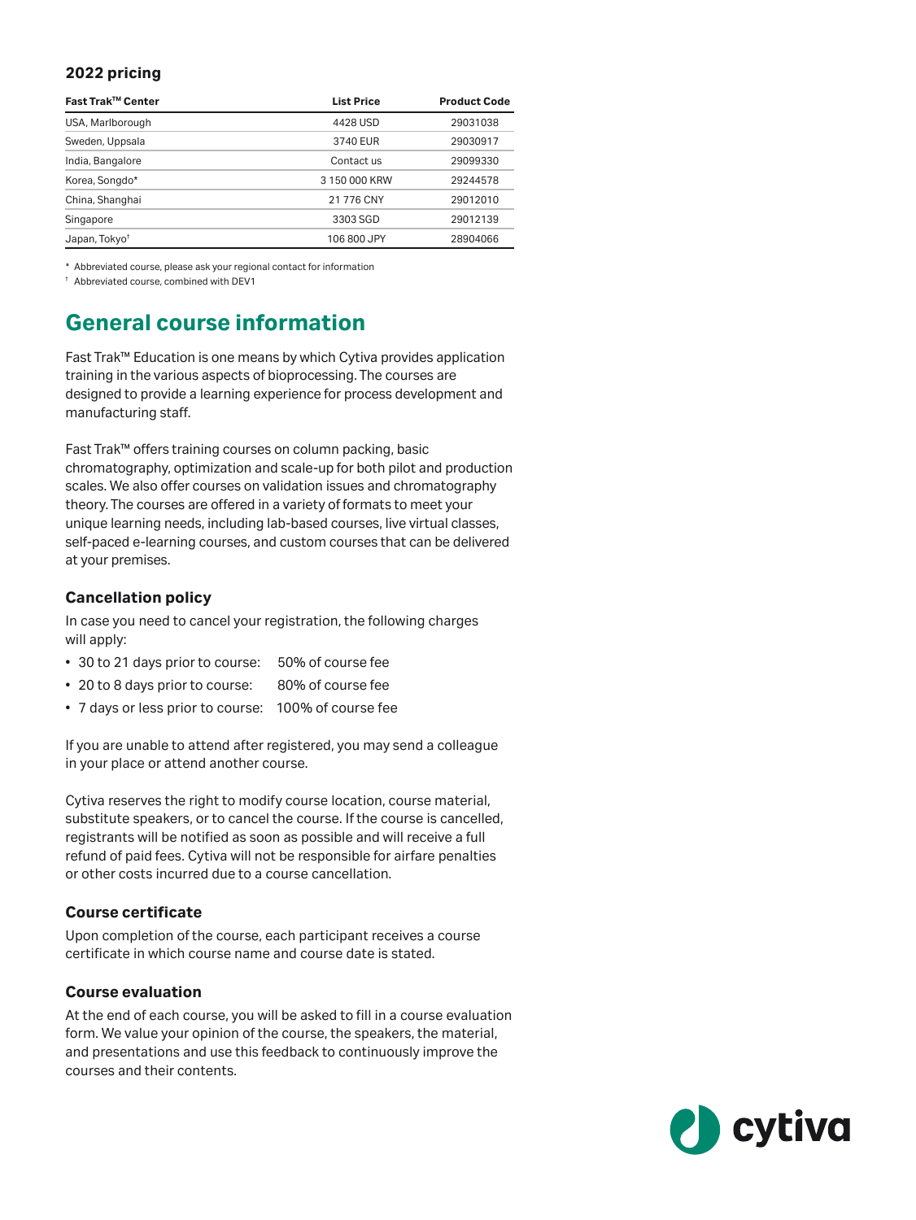## 2022 pricing

| Fast Trak™ Center | List Price | Product Code |
|---|---|---|
| USA, Marlborough | 4428 USD | 29031038 |
| Sweden, Uppsala | 3740 EUR | 29030917 |
| India, Bangalore | Contact us | 29099330 |
| Korea, Songdo* | 3 150 000 KRW | 29244578 |
| China, Shanghai | 21 776 CNY | 29012010 |
| Singapore | 3303 SGD | 29012139 |
| Japan, Tokyo† | 106 800 JPY | 28904066 |

\* Abbreviated course, please ask your regional contact for information

† Abbreviated course, combined with DEV1

# General course information

Fast Trak™ Education is one means by which Cytiva provides application training in the various aspects of bioprocessing. The courses are designed to provide a learning experience for process development and manufacturing staff.

Fast Trak™ offers training courses on column packing, basic chromatography, optimization and scale-up for both pilot and production scales. We also offer courses on validation issues and chromatography theory. The courses are offered in a variety of formats to meet your unique learning needs, including lab-based courses, live virtual classes, self-paced e-learning courses, and custom courses that can be delivered at your premises.

### Cancellation policy

In case you need to cancel your registration, the following charges will apply:

- 30 to 21 days prior to course: 50% of course fee
- 20 to 8 days prior to course: 80% of course fee
- 7 days or less prior to course: 100% of course fee

If you are unable to attend after registered, you may send a colleague in your place or attend another course.

Cytiva reserves the right to modify course location, course material, substitute speakers, or to cancel the course. If the course is cancelled, registrants will be notified as soon as possible and will receive a full refund of paid fees. Cytiva will not be responsible for airfare penalties or other costs incurred due to a course cancellation.

### Course certificate

Upon completion of the course, each participant receives a course certificate in which course name and course date is stated.

### Course evaluation

At the end of each course, you will be asked to fill in a course evaluation form. We value your opinion of the course, the speakers, the material, and presentations and use this feedback to continuously improve the courses and their contents.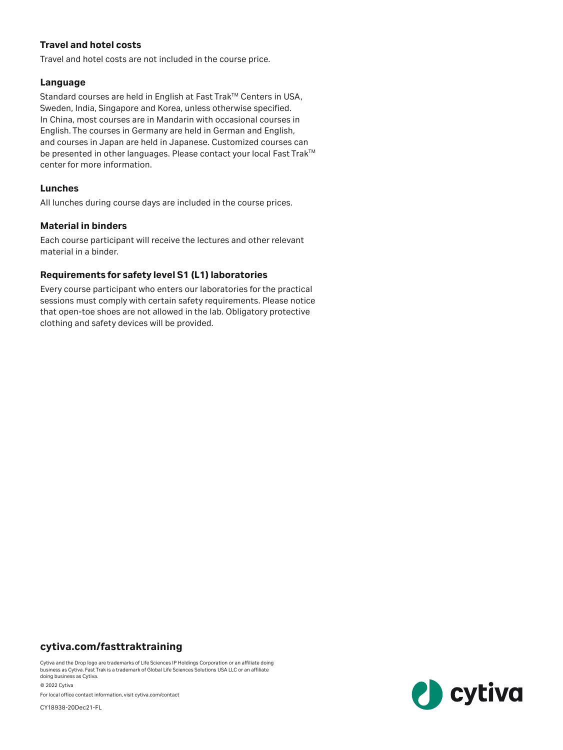### Travel and hotel costs

Travel and hotel costs are not included in the course price.

### Language

Standard courses are held in English at Fast Trak™ Centers in USA, Sweden, India, Singapore and Korea, unless otherwise specified. In China, most courses are in Mandarin with occasional courses in English. The courses in Germany are held in German and English, and courses in Japan are held in Japanese. Customized courses can be presented in other languages. Please contact your local Fast Trak™ center for more information.

### Lunches

All lunches during course days are included in the course prices.

### Material in binders

Each course participant will receive the lectures and other relevant material in a binder.

### Requirements for safety level S1 (L1) laboratories

Every course participant who enters our laboratories for the practical sessions must comply with certain safety requirements. Please notice that open-toe shoes are not allowed in the lab. Obligatory protective clothing and safety devices will be provided.

**cytiva.com/fasttraktraining**

Cytiva and the Drop logo are trademarks of Life Sciences IP Holdings Corporation or an affiliate doing business as Cytiva. Fast Trak is a trademark of Global Life Sciences Solutions USA LLC or an affiliate doing business as Cytiva.

© 2022 Cytiva

For local office contact information, visit cytiva.com/contact

CY18938-20Dec21-FL

cytiva